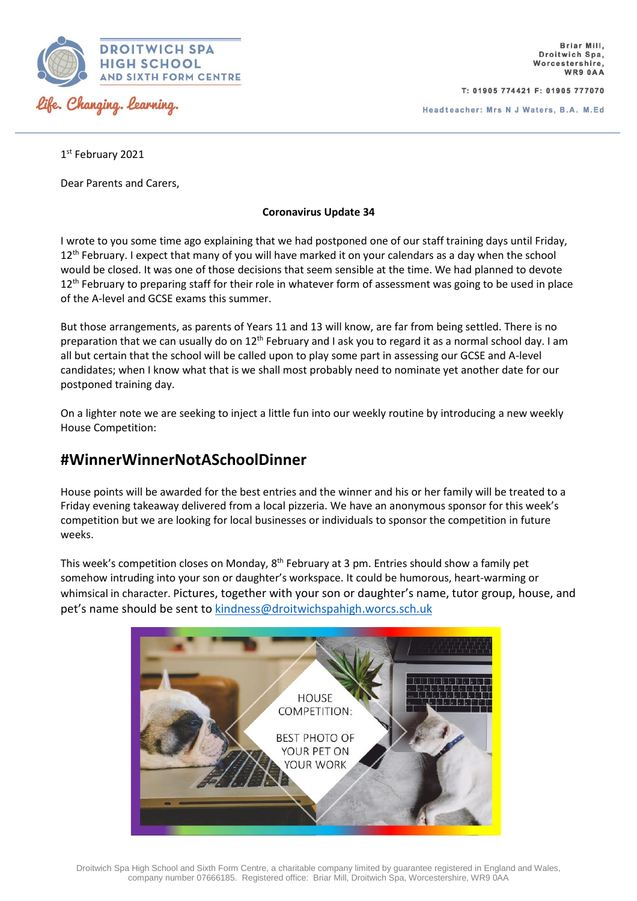DROITWICH SPA HIGH SCHOOL AND SIXTH FORM CENTRE

Life. Changing. Learning.

Briar Mill,
Droitwich Spa,
Worcestershire,
WR9 0AA

T: 01905 774421 F: 01905 777070

Headteacher: Mrs N J Waters, B.A. M.Ed

1st February 2021

Dear Parents and Carers,

**Coronavirus Update 34**

I wrote to you some time ago explaining that we had postponed one of our staff training days until Friday, 12th February. I expect that many of you will have marked it on your calendars as a day when the school would be closed. It was one of those decisions that seem sensible at the time. We had planned to devote 12th February to preparing staff for their role in whatever form of assessment was going to be used in place of the A-level and GCSE exams this summer.

But those arrangements, as parents of Years 11 and 13 will know, are far from being settled. There is no preparation that we can usually do on 12th February and I ask you to regard it as a normal school day. I am all but certain that the school will be called upon to play some part in assessing our GCSE and A-level candidates; when I know what that is we shall most probably need to nominate yet another date for our postponed training day.

On a lighter note we are seeking to inject a little fun into our weekly routine by introducing a new weekly House Competition:

## #WinnerWinnerNotASchoolDinner

House points will be awarded for the best entries and the winner and his or her family will be treated to a Friday evening takeaway delivered from a local pizzeria. We have an anonymous sponsor for this week's competition but we are looking for local businesses or individuals to sponsor the competition in future weeks.

This week's competition closes on Monday, 8th February at 3 pm. Entries should show a family pet somehow intruding into your son or daughter's workspace. It could be humorous, heart-warming or whimsical in character. Pictures, together with your son or daughter's name, tutor group, house, and pet's name should be sent to [kindness@droitwichspahigh.worcs.sch.uk](mailto:kindness@droitwichspahigh.worcs.sch.uk)

HOUSE COMPETITION:

BEST PHOTO OF YOUR PET ON YOUR WORK

Droitwich Spa High School and Sixth Form Centre, a charitable company limited by guarantee registered in England and Wales, company number 07666185. Registered office: Briar Mill, Droitwich Spa, Worcestershire, WR9 0AA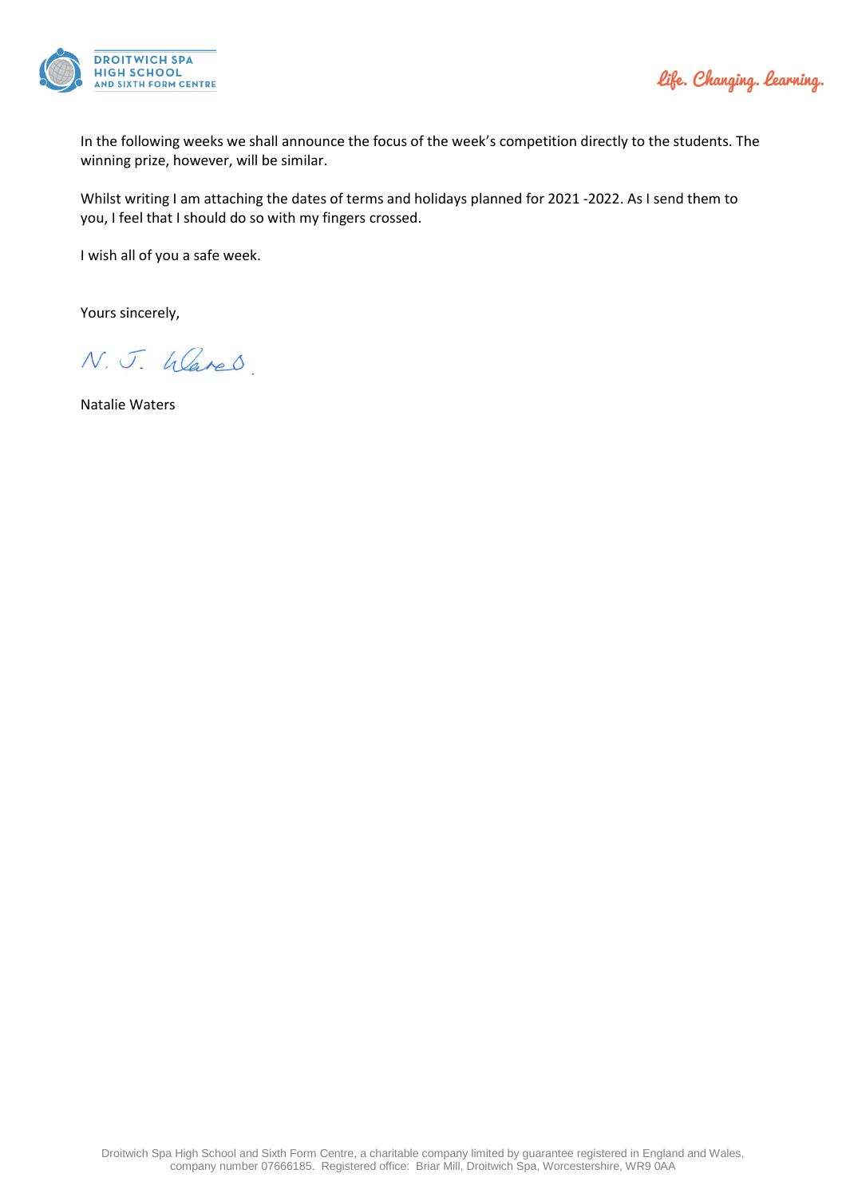In the following weeks we shall announce the focus of the week's competition directly to the students. The winning prize, however, will be similar.

Whilst writing I am attaching the dates of terms and holidays planned for 2021 -2022. As I send them to you, I feel that I should do so with my fingers crossed.

I wish all of you a safe week.

Yours sincerely,

N. J. Waters.

Natalie Waters